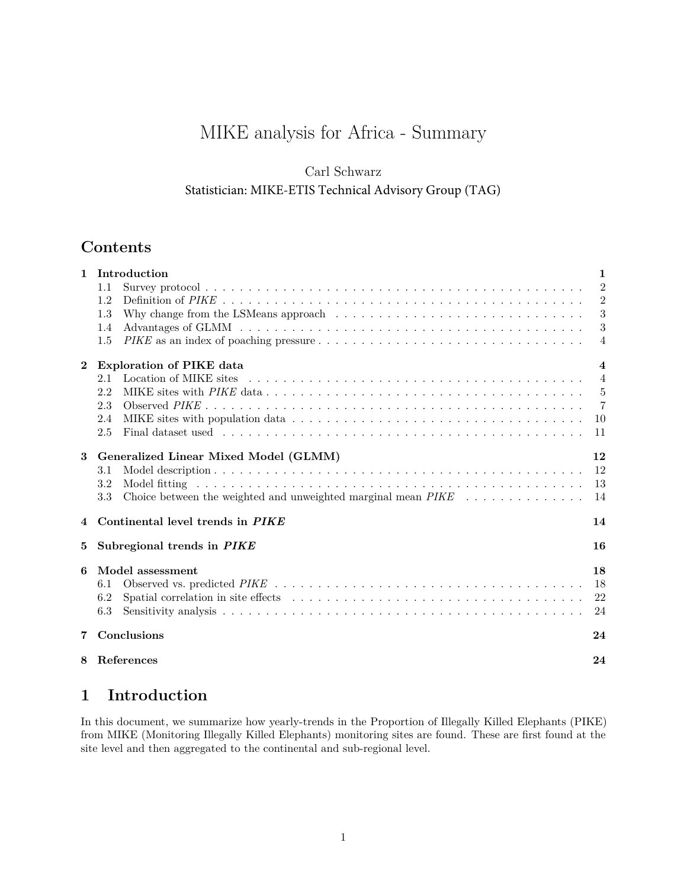# MIKE analysis for Africa - Summary

Carl Schwarz

Statistician: MIKE-ETIS Technical Advisory Group (TAG)

## Contents

| | | |
|---|---|---|
| **1** | **Introduction** | **1** |
| 1.1 | Survey protocol | 2 |
| 1.2 | Definition of *PIKE* | 2 |
| 1.3 | Why change from the LSMeans approach | 3 |
| 1.4 | Advantages of GLMM | 3 |
| 1.5 | *PIKE* as an index of poaching pressure | 4 |
| **2** | **Exploration of PIKE data** | **4** |
| 2.1 | Location of MIKE sites | 4 |
| 2.2 | MIKE sites with *PIKE* data | 5 |
| 2.3 | Observed *PIKE* | 7 |
| 2.4 | MIKE sites with population data | 10 |
| 2.5 | Final dataset used | 11 |
| **3** | **Generalized Linear Mixed Model (GLMM)** | **12** |
| 3.1 | Model description | 12 |
| 3.2 | Model fitting | 13 |
| 3.3 | Choice between the weighted and unweighted marginal mean *PIKE* | 14 |
| **4** | **Continental level trends in *PIKE*** | **14** |
| **5** | **Subregional trends in *PIKE*** | **16** |
| **6** | **Model assessment** | **18** |
| 6.1 | Observed vs. predicted *PIKE* | 18 |
| 6.2 | Spatial correlation in site effects | 22 |
| 6.3 | Sensitivity analysis | 24 |
| **7** | **Conclusions** | **24** |
| **8** | **References** | **24** |

## 1 Introduction

In this document, we summarize how yearly-trends in the Proportion of Illegally Killed Elephants (PIKE) from MIKE (Monitoring Illegally Killed Elephants) monitoring sites are found. These are first found at the site level and then aggregated to the continental and sub-regional level.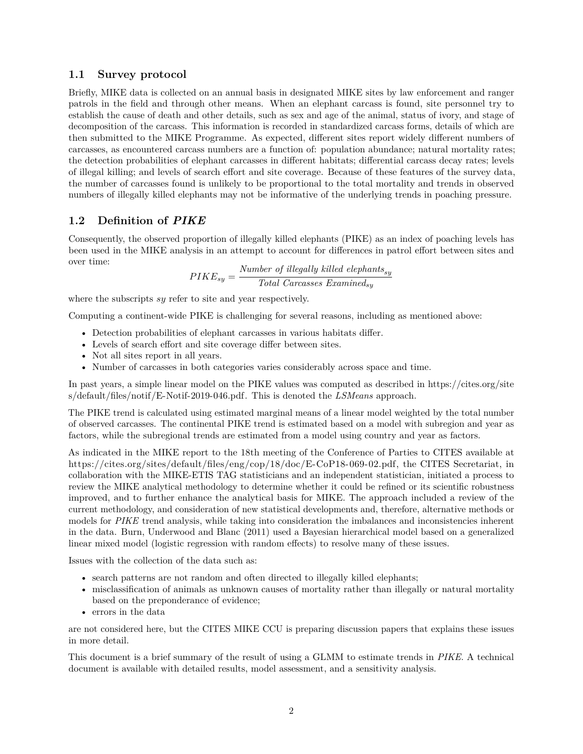## 1.1 Survey protocol

Briefly, MIKE data is collected on an annual basis in designated MIKE sites by law enforcement and ranger patrols in the field and through other means. When an elephant carcass is found, site personnel try to establish the cause of death and other details, such as sex and age of the animal, status of ivory, and stage of decomposition of the carcass. This information is recorded in standardized carcass forms, details of which are then submitted to the MIKE Programme. As expected, different sites report widely different numbers of carcasses, as encountered carcass numbers are a function of: population abundance; natural mortality rates; the detection probabilities of elephant carcasses in different habitats; differential carcass decay rates; levels of illegal killing; and levels of search effort and site coverage. Because of these features of the survey data, the number of carcasses found is unlikely to be proportional to the total mortality and trends in observed numbers of illegally killed elephants may not be informative of the underlying trends in poaching pressure.

## 1.2 Definition of *PIKE*

Consequently, the observed proportion of illegally killed elephants (PIKE) as an index of poaching levels has been used in the MIKE analysis in an attempt to account for differences in patrol effort between sites and over time:

$$PIKE_{sy} = \frac{\textit{Number of illegally killed elephants}_{sy}}{\textit{Total Carcasses Examined}_{sy}}$$

where the subscripts *sy* refer to site and year respectively.

Computing a continent-wide PIKE is challenging for several reasons, including as mentioned above:

- Detection probabilities of elephant carcasses in various habitats differ.
- Levels of search effort and site coverage differ between sites.
- Not all sites report in all years.
- Number of carcasses in both categories varies considerably across space and time.

In past years, a simple linear model on the PIKE values was computed as described in https://cites.org/sites/default/files/notif/E-Notif-2019-046.pdf. This is denoted the *LSMeans* approach.

The PIKE trend is calculated using estimated marginal means of a linear model weighted by the total number of observed carcasses. The continental PIKE trend is estimated based on a model with subregion and year as factors, while the subregional trends are estimated from a model using country and year as factors.

As indicated in the MIKE report to the 18th meeting of the Conference of Parties to CITES available at https://cites.org/sites/default/files/eng/cop/18/doc/E-CoP18-069-02.pdf, the CITES Secretariat, in collaboration with the MIKE-ETIS TAG statisticians and an independent statistician, initiated a process to review the MIKE analytical methodology to determine whether it could be refined or its scientific robustness improved, and to further enhance the analytical basis for MIKE. The approach included a review of the current methodology, and consideration of new statistical developments and, therefore, alternative methods or models for *PIKE* trend analysis, while taking into consideration the imbalances and inconsistencies inherent in the data. Burn, Underwood and Blanc (2011) used a Bayesian hierarchical model based on a generalized linear mixed model (logistic regression with random effects) to resolve many of these issues.

Issues with the collection of the data such as:

- search patterns are not random and often directed to illegally killed elephants;
- misclassification of animals as unknown causes of mortality rather than illegally or natural mortality based on the preponderance of evidence;
- errors in the data

are not considered here, but the CITES MIKE CCU is preparing discussion papers that explains these issues in more detail.

This document is a brief summary of the result of using a GLMM to estimate trends in *PIKE*. A technical document is available with detailed results, model assessment, and a sensitivity analysis.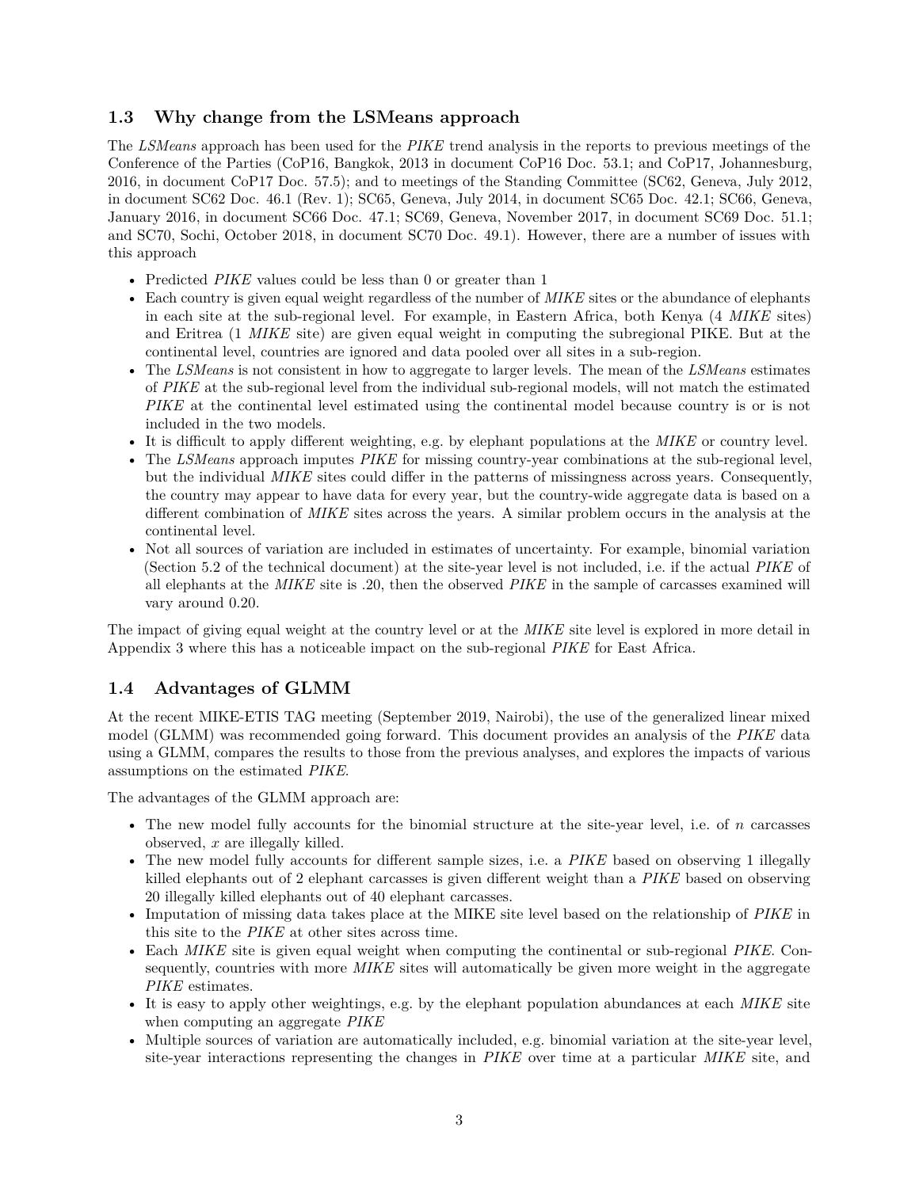## 1.3 Why change from the LSMeans approach

The *LSMeans* approach has been used for the *PIKE* trend analysis in the reports to previous meetings of the Conference of the Parties (CoP16, Bangkok, 2013 in document CoP16 Doc. 53.1; and CoP17, Johannesburg, 2016, in document CoP17 Doc. 57.5); and to meetings of the Standing Committee (SC62, Geneva, July 2012, in document SC62 Doc. 46.1 (Rev. 1); SC65, Geneva, July 2014, in document SC65 Doc. 42.1; SC66, Geneva, January 2016, in document SC66 Doc. 47.1; SC69, Geneva, November 2017, in document SC69 Doc. 51.1; and SC70, Sochi, October 2018, in document SC70 Doc. 49.1). However, there are a number of issues with this approach

- Predicted *PIKE* values could be less than 0 or greater than 1
- Each country is given equal weight regardless of the number of *MIKE* sites or the abundance of elephants in each site at the sub-regional level. For example, in Eastern Africa, both Kenya (4 *MIKE* sites) and Eritrea (1 *MIKE* site) are given equal weight in computing the subregional PIKE. But at the continental level, countries are ignored and data pooled over all sites in a sub-region.
- The *LSMeans* is not consistent in how to aggregate to larger levels. The mean of the *LSMeans* estimates of *PIKE* at the sub-regional level from the individual sub-regional models, will not match the estimated *PIKE* at the continental level estimated using the continental model because country is or is not included in the two models.
- It is difficult to apply different weighting, e.g. by elephant populations at the *MIKE* or country level.
- The *LSMeans* approach imputes *PIKE* for missing country-year combinations at the sub-regional level, but the individual *MIKE* sites could differ in the patterns of missingness across years. Consequently, the country may appear to have data for every year, but the country-wide aggregate data is based on a different combination of *MIKE* sites across the years. A similar problem occurs in the analysis at the continental level.
- Not all sources of variation are included in estimates of uncertainty. For example, binomial variation (Section 5.2 of the technical document) at the site-year level is not included, i.e. if the actual *PIKE* of all elephants at the *MIKE* site is .20, then the observed *PIKE* in the sample of carcasses examined will vary around 0.20.

The impact of giving equal weight at the country level or at the *MIKE* site level is explored in more detail in Appendix 3 where this has a noticeable impact on the sub-regional *PIKE* for East Africa.

## 1.4 Advantages of GLMM

At the recent MIKE-ETIS TAG meeting (September 2019, Nairobi), the use of the generalized linear mixed model (GLMM) was recommended going forward. This document provides an analysis of the *PIKE* data using a GLMM, compares the results to those from the previous analyses, and explores the impacts of various assumptions on the estimated *PIKE*.

The advantages of the GLMM approach are:

- The new model fully accounts for the binomial structure at the site-year level, i.e. of $n$ carcasses observed, $x$ are illegally killed.
- The new model fully accounts for different sample sizes, i.e. a *PIKE* based on observing 1 illegally killed elephants out of 2 elephant carcasses is given different weight than a *PIKE* based on observing 20 illegally killed elephants out of 40 elephant carcasses.
- Imputation of missing data takes place at the MIKE site level based on the relationship of *PIKE* in this site to the *PIKE* at other sites across time.
- Each *MIKE* site is given equal weight when computing the continental or sub-regional *PIKE*. Consequently, countries with more *MIKE* sites will automatically be given more weight in the aggregate *PIKE* estimates.
- It is easy to apply other weightings, e.g. by the elephant population abundances at each *MIKE* site when computing an aggregate *PIKE*
- Multiple sources of variation are automatically included, e.g. binomial variation at the site-year level, site-year interactions representing the changes in *PIKE* over time at a particular *MIKE* site, and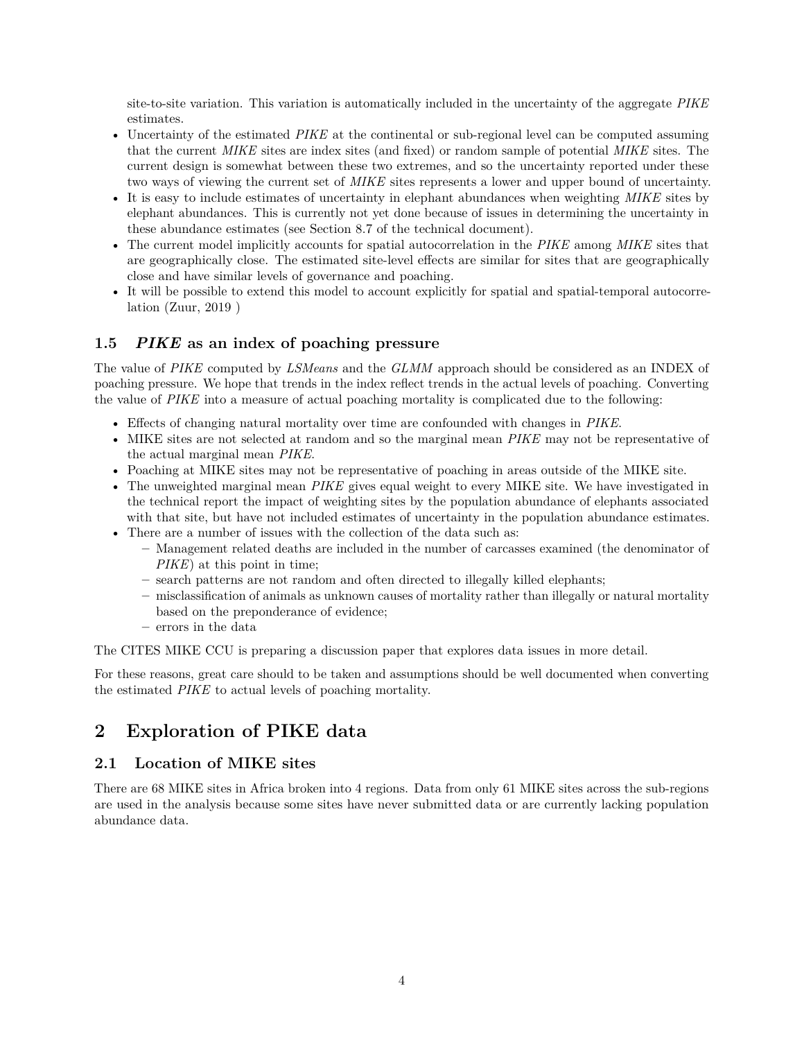site-to-site variation. This variation is automatically included in the uncertainty of the aggregate *PIKE* estimates.

- Uncertainty of the estimated *PIKE* at the continental or sub-regional level can be computed assuming that the current *MIKE* sites are index sites (and fixed) or random sample of potential *MIKE* sites. The current design is somewhat between these two extremes, and so the uncertainty reported under these two ways of viewing the current set of *MIKE* sites represents a lower and upper bound of uncertainty.
- It is easy to include estimates of uncertainty in elephant abundances when weighting *MIKE* sites by elephant abundances. This is currently not yet done because of issues in determining the uncertainty in these abundance estimates (see Section 8.7 of the technical document).
- The current model implicitly accounts for spatial autocorrelation in the *PIKE* among *MIKE* sites that are geographically close. The estimated site-level effects are similar for sites that are geographically close and have similar levels of governance and poaching.
- It will be possible to extend this model to account explicitly for spatial and spatial-temporal autocorrelation (Zuur, 2019 )

### 1.5 *PIKE* as an index of poaching pressure

The value of *PIKE* computed by *LSMeans* and the *GLMM* approach should be considered as an INDEX of poaching pressure. We hope that trends in the index reflect trends in the actual levels of poaching. Converting the value of *PIKE* into a measure of actual poaching mortality is complicated due to the following:

- Effects of changing natural mortality over time are confounded with changes in *PIKE*.
- MIKE sites are not selected at random and so the marginal mean *PIKE* may not be representative of the actual marginal mean *PIKE*.
- Poaching at MIKE sites may not be representative of poaching in areas outside of the MIKE site.
- The unweighted marginal mean *PIKE* gives equal weight to every MIKE site. We have investigated in the technical report the impact of weighting sites by the population abundance of elephants associated with that site, but have not included estimates of uncertainty in the population abundance estimates.
- There are a number of issues with the collection of the data such as:
  - Management related deaths are included in the number of carcasses examined (the denominator of *PIKE*) at this point in time;
  - search patterns are not random and often directed to illegally killed elephants;
  - misclassification of animals as unknown causes of mortality rather than illegally or natural mortality based on the preponderance of evidence;
  - errors in the data

The CITES MIKE CCU is preparing a discussion paper that explores data issues in more detail.

For these reasons, great care should to be taken and assumptions should be well documented when converting the estimated *PIKE* to actual levels of poaching mortality.

## 2 Exploration of PIKE data

### 2.1 Location of MIKE sites

There are 68 MIKE sites in Africa broken into 4 regions. Data from only 61 MIKE sites across the sub-regions are used in the analysis because some sites have never submitted data or are currently lacking population abundance data.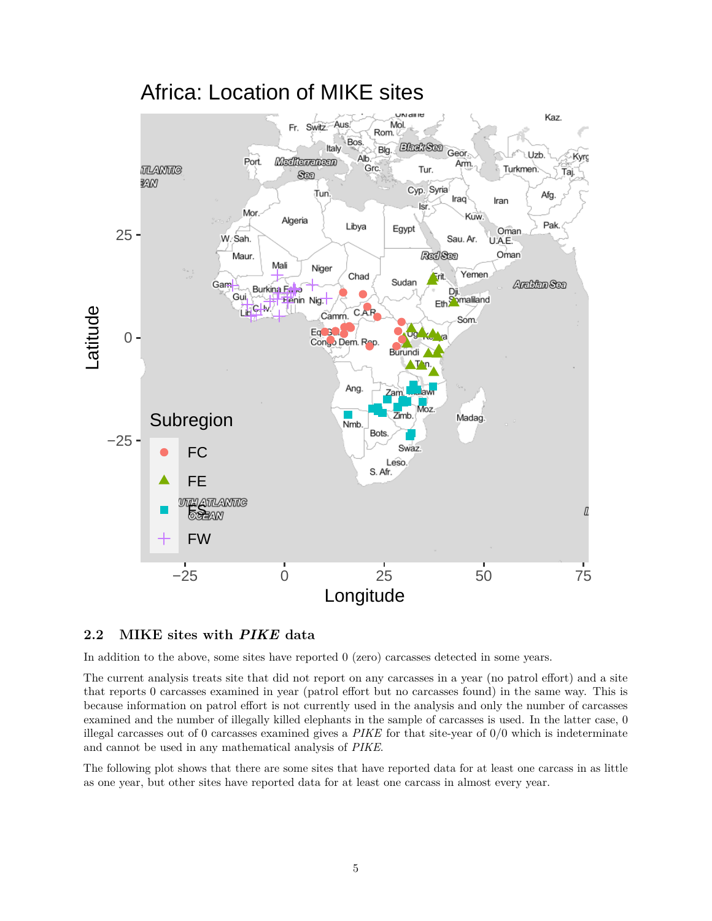## 2.2 MIKE sites with *PIKE* data

In addition to the above, some sites have reported 0 (zero) carcasses detected in some years.

The current analysis treats site that did not report on any carcasses in a year (no patrol effort) and a site that reports 0 carcasses examined in year (patrol effort but no carcasses found) in the same way. This is because information on patrol effort is not currently used in the analysis and only the number of carcasses examined and the number of illegally killed elephants in the sample of carcasses is used. In the latter case, 0 illegal carcasses out of 0 carcasses examined gives a *PIKE* for that site-year of 0/0 which is indeterminate and cannot be used in any mathematical analysis of *PIKE*.

The following plot shows that there are some sites that have reported data for at least one carcass in as little as one year, but other sites have reported data for at least one carcass in almost every year.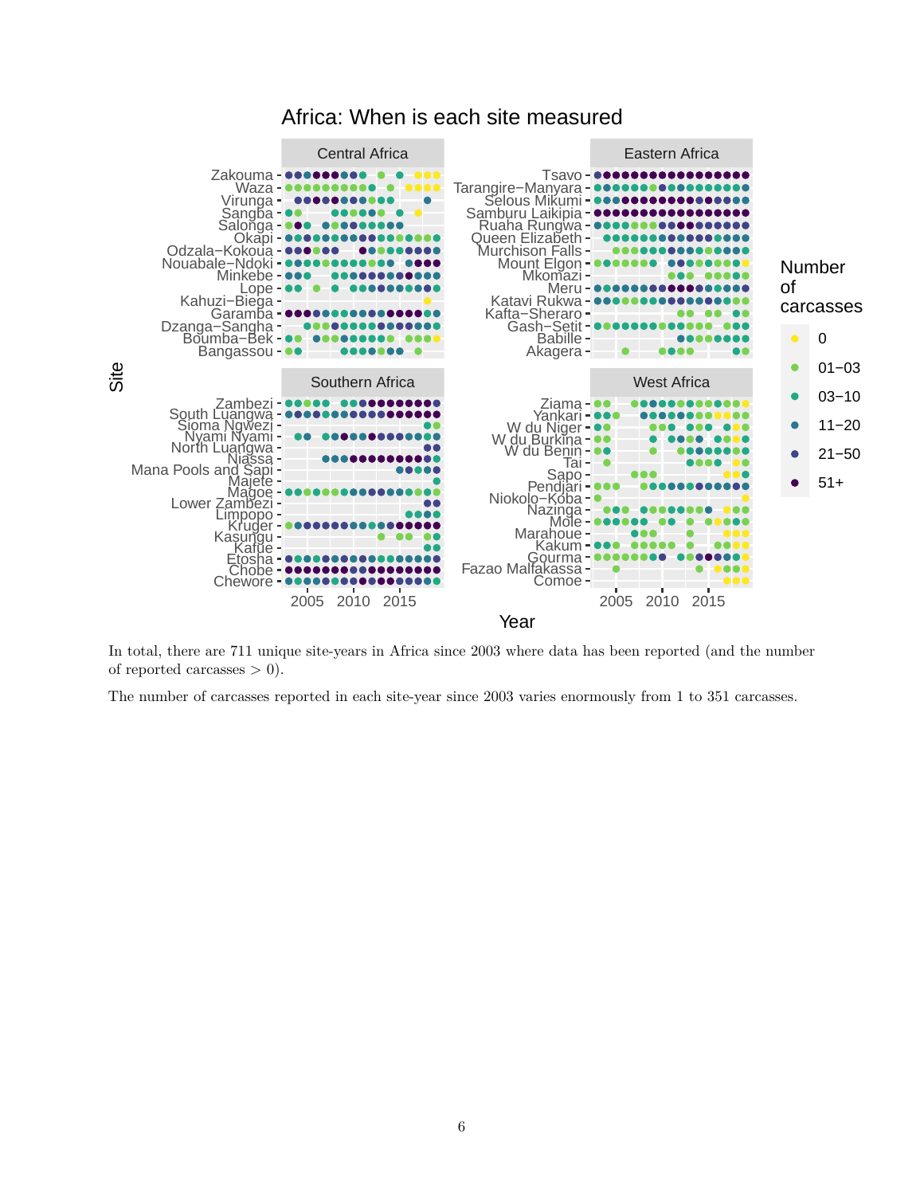In total, there are 711 unique site-years in Africa since 2003 where data has been reported (and the number of reported carcasses $> 0$).

The number of carcasses reported in each site-year since 2003 varies enormously from 1 to 351 carcasses.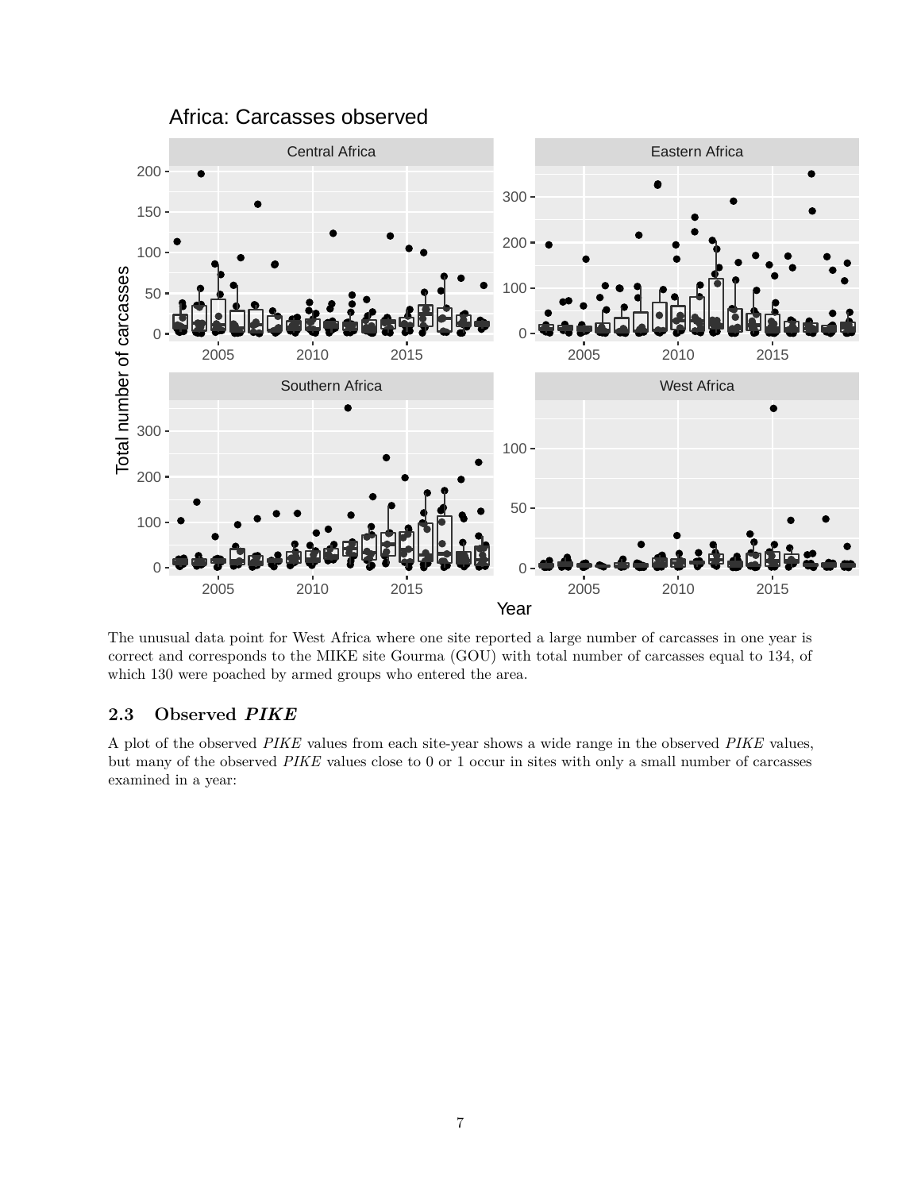The unusual data point for West Africa where one site reported a large number of carcasses in one year is correct and corresponds to the MIKE site Gourma (GOU) with total number of carcasses equal to 134, of which 130 were poached by armed groups who entered the area.

## 2.3 Observed *PIKE*

A plot of the observed *PIKE* values from each site-year shows a wide range in the observed *PIKE* values, but many of the observed *PIKE* values close to 0 or 1 occur in sites with only a small number of carcasses examined in a year: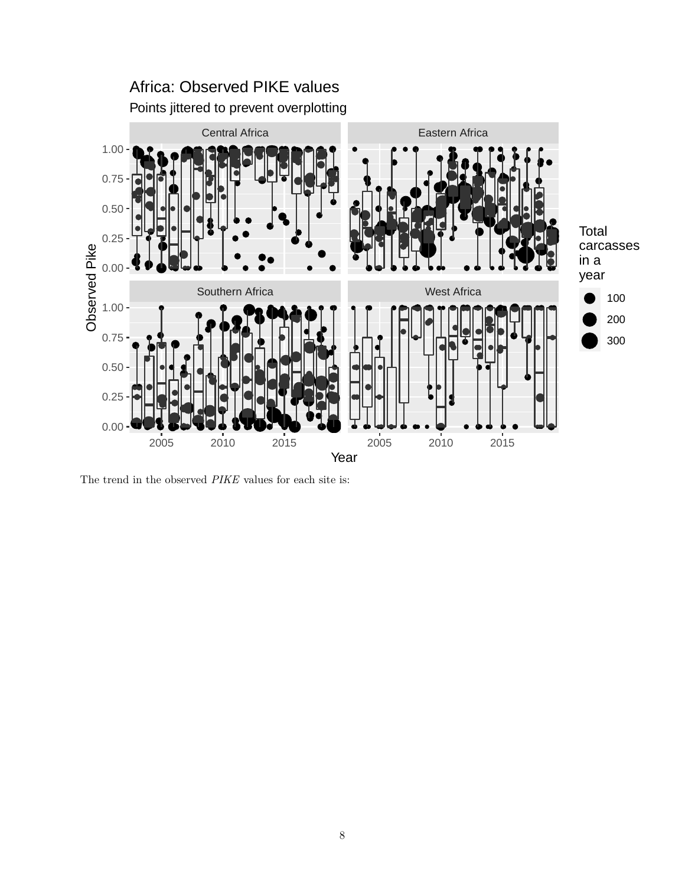The trend in the observed *PIKE* values for each site is: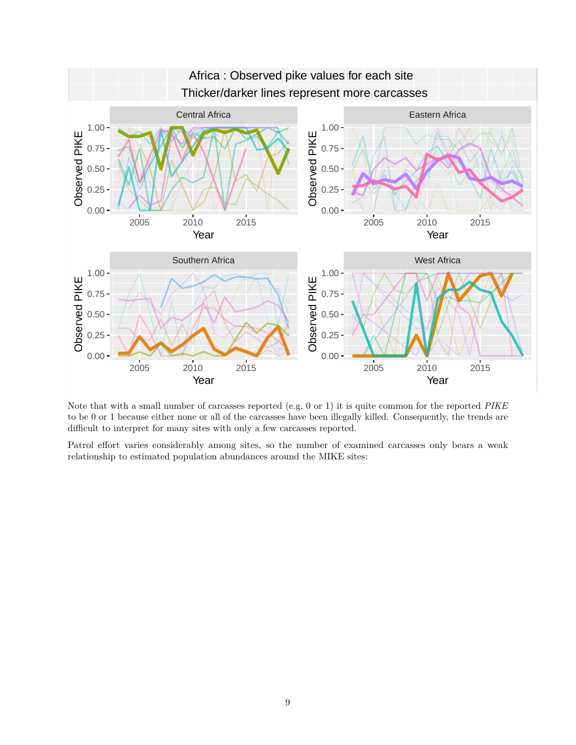Note that with a small number of carcasses reported (e.g. 0 or 1) it is quite common for the reported *PIKE* to be 0 or 1 because either none or all of the carcasses have been illegally killed. Consequently, the trends are difficult to interpret for many sites with only a few carcasses reported.

Patrol effort varies considerably among sites, so the number of examined carcasses only bears a weak relationship to estimated population abundances around the MIKE sites: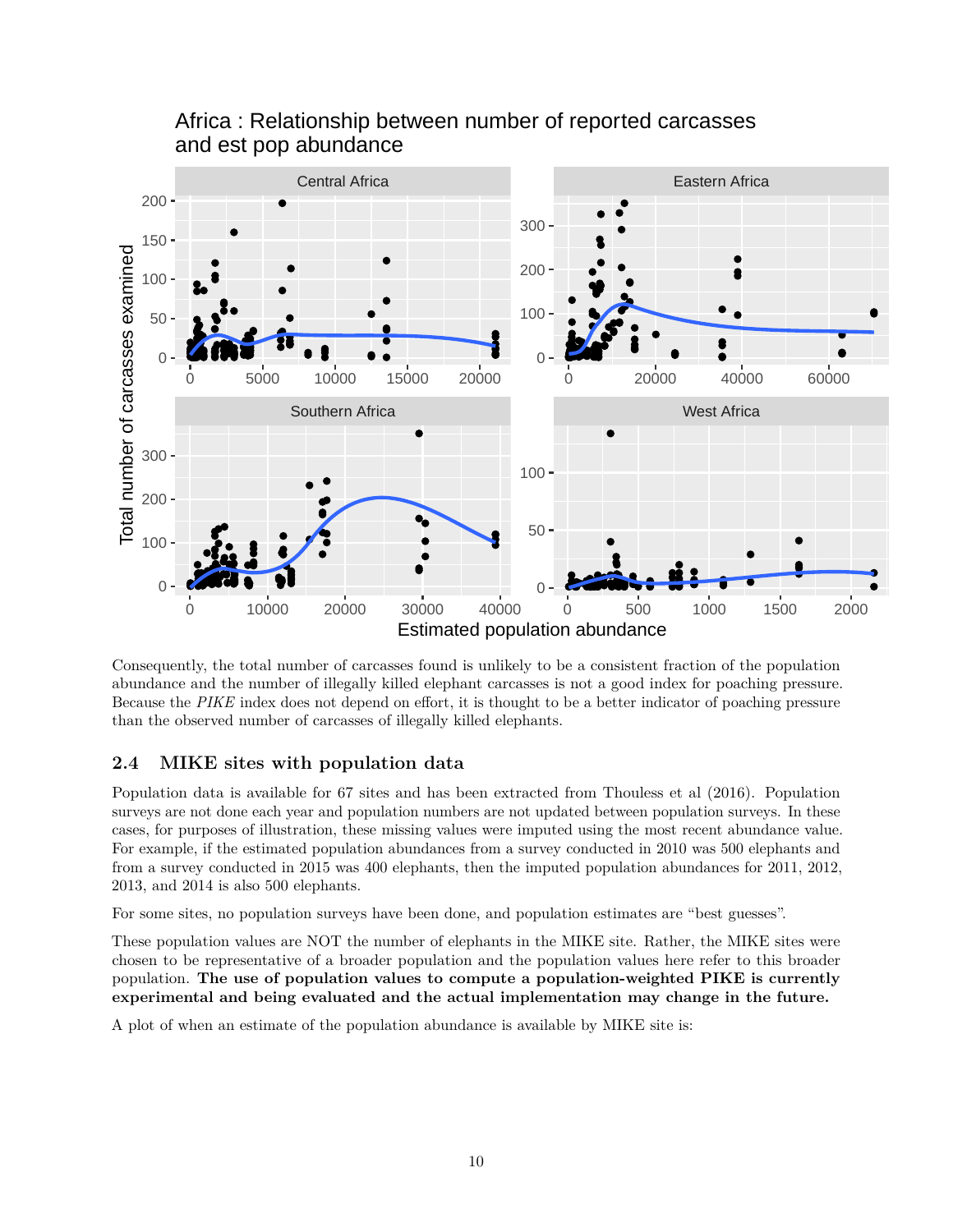Consequently, the total number of carcasses found is unlikely to be a consistent fraction of the population abundance and the number of illegally killed elephant carcasses is not a good index for poaching pressure. Because the *PIKE* index does not depend on effort, it is thought to be a better indicator of poaching pressure than the observed number of carcasses of illegally killed elephants.

## 2.4 MIKE sites with population data

Population data is available for 67 sites and has been extracted from Thouless et al (2016). Population surveys are not done each year and population numbers are not updated between population surveys. In these cases, for purposes of illustration, these missing values were imputed using the most recent abundance value. For example, if the estimated population abundances from a survey conducted in 2010 was 500 elephants and from a survey conducted in 2015 was 400 elephants, then the imputed population abundances for 2011, 2012, 2013, and 2014 is also 500 elephants.

For some sites, no population surveys have been done, and population estimates are "best guesses".

These population values are NOT the number of elephants in the MIKE site. Rather, the MIKE sites were chosen to be representative of a broader population and the population values here refer to this broader population. **The use of population values to compute a population-weighted PIKE is currently experimental and being evaluated and the actual implementation may change in the future.**

A plot of when an estimate of the population abundance is available by MIKE site is: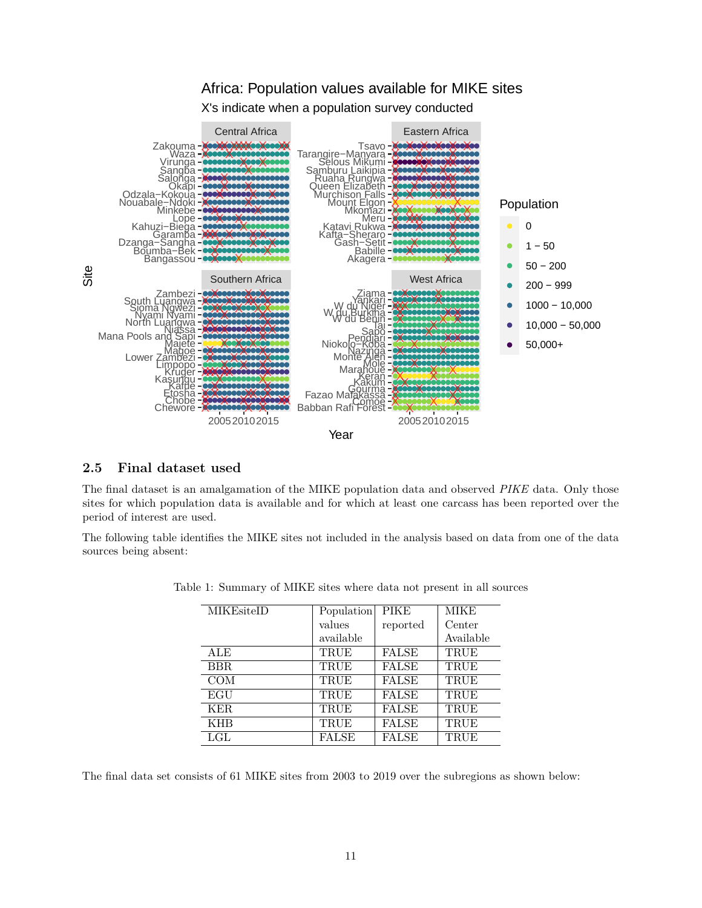## 2.5 Final dataset used

The final dataset is an amalgamation of the MIKE population data and observed *PIKE* data. Only those sites for which population data is available and for which at least one carcass has been reported over the period of interest are used.

The following table identifies the MIKE sites not included in the analysis based on data from one of the data sources being absent:

Table 1: Summary of MIKE sites where data not present in all sources

| MIKEsiteID | Population values available | PIKE reported | MIKE Center Available |
|---|---|---|---|
| ALE | TRUE | FALSE | TRUE |
| BBR | TRUE | FALSE | TRUE |
| COM | TRUE | FALSE | TRUE |
| EGU | TRUE | FALSE | TRUE |
| KER | TRUE | FALSE | TRUE |
| KHB | TRUE | FALSE | TRUE |
| LGL | FALSE | FALSE | TRUE |

The final data set consists of 61 MIKE sites from 2003 to 2019 over the subregions as shown below: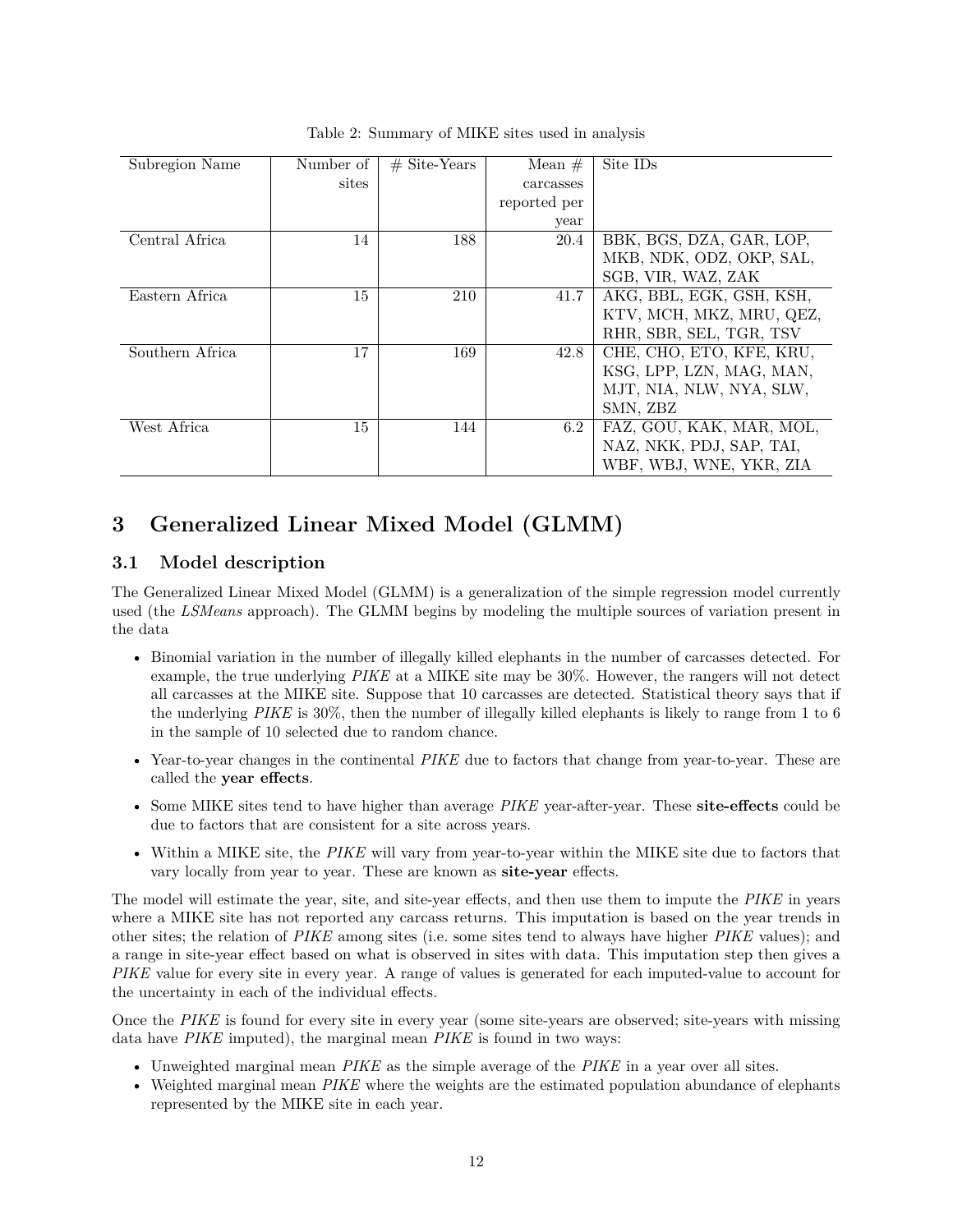Table 2: Summary of MIKE sites used in analysis

| Subregion Name | Number of sites | # Site-Years | Mean # carcasses reported per year | Site IDs |
|---|---|---|---|---|
| Central Africa | 14 | 188 | 20.4 | BBK, BGS, DZA, GAR, LOP, MKB, NDK, ODZ, OKP, SAL, SGB, VIR, WAZ, ZAK |
| Eastern Africa | 15 | 210 | 41.7 | AKG, BBL, EGK, GSH, KSH, KTV, MCH, MKZ, MRU, QEZ, RHR, SBR, SEL, TGR, TSV |
| Southern Africa | 17 | 169 | 42.8 | CHE, CHO, ETO, KFE, KRU, KSG, LPP, LZN, MAG, MAN, MJT, NIA, NLW, NYA, SLW, SMN, ZBZ |
| West Africa | 15 | 144 | 6.2 | FAZ, GOU, KAK, MAR, MOL, NAZ, NKK, PDJ, SAP, TAI, WBF, WBJ, WNE, YKR, ZIA |

# 3 Generalized Linear Mixed Model (GLMM)

## 3.1 Model description

The Generalized Linear Mixed Model (GLMM) is a generalization of the simple regression model currently used (the *LSMeans* approach). The GLMM begins by modeling the multiple sources of variation present in the data

- Binomial variation in the number of illegally killed elephants in the number of carcasses detected. For example, the true underlying *PIKE* at a MIKE site may be 30%. However, the rangers will not detect all carcasses at the MIKE site. Suppose that 10 carcasses are detected. Statistical theory says that if the underlying *PIKE* is 30%, then the number of illegally killed elephants is likely to range from 1 to 6 in the sample of 10 selected due to random chance.
- Year-to-year changes in the continental *PIKE* due to factors that change from year-to-year. These are called the **year effects**.
- Some MIKE sites tend to have higher than average *PIKE* year-after-year. These **site-effects** could be due to factors that are consistent for a site across years.
- Within a MIKE site, the *PIKE* will vary from year-to-year within the MIKE site due to factors that vary locally from year to year. These are known as **site-year** effects.

The model will estimate the year, site, and site-year effects, and then use them to impute the *PIKE* in years where a MIKE site has not reported any carcass returns. This imputation is based on the year trends in other sites; the relation of *PIKE* among sites (i.e. some sites tend to always have higher *PIKE* values); and a range in site-year effect based on what is observed in sites with data. This imputation step then gives a *PIKE* value for every site in every year. A range of values is generated for each imputed-value to account for the uncertainty in each of the individual effects.

Once the *PIKE* is found for every site in every year (some site-years are observed; site-years with missing data have *PIKE* imputed), the marginal mean *PIKE* is found in two ways:

- Unweighted marginal mean *PIKE* as the simple average of the *PIKE* in a year over all sites.
- Weighted marginal mean *PIKE* where the weights are the estimated population abundance of elephants represented by the MIKE site in each year.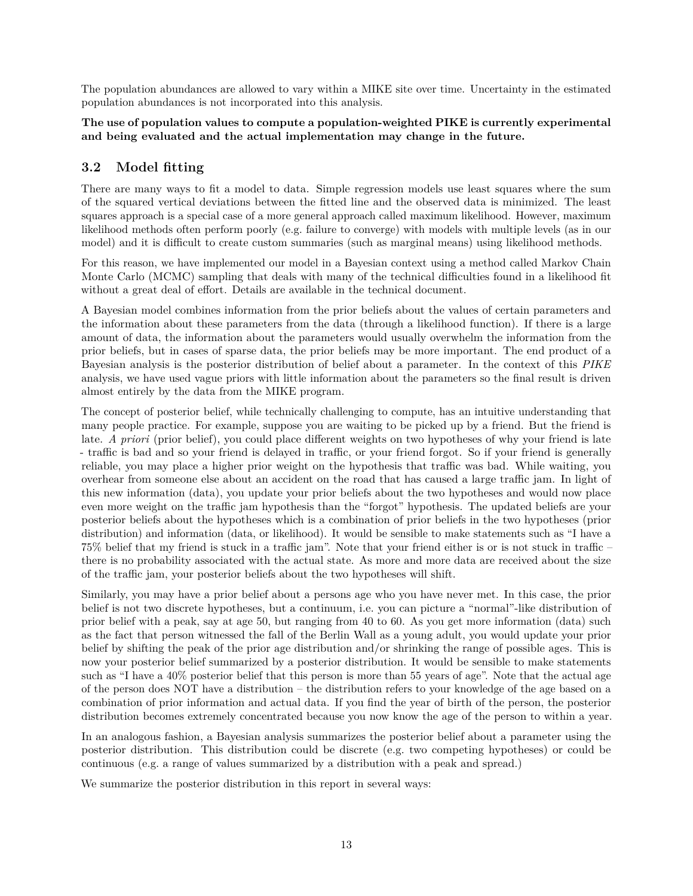The population abundances are allowed to vary within a MIKE site over time. Uncertainty in the estimated population abundances is not incorporated into this analysis.

**The use of population values to compute a population-weighted PIKE is currently experimental and being evaluated and the actual implementation may change in the future.**

## 3.2 Model fitting

There are many ways to fit a model to data. Simple regression models use least squares where the sum of the squared vertical deviations between the fitted line and the observed data is minimized. The least squares approach is a special case of a more general approach called maximum likelihood. However, maximum likelihood methods often perform poorly (e.g. failure to converge) with models with multiple levels (as in our model) and it is difficult to create custom summaries (such as marginal means) using likelihood methods.

For this reason, we have implemented our model in a Bayesian context using a method called Markov Chain Monte Carlo (MCMC) sampling that deals with many of the technical difficulties found in a likelihood fit without a great deal of effort. Details are available in the technical document.

A Bayesian model combines information from the prior beliefs about the values of certain parameters and the information about these parameters from the data (through a likelihood function). If there is a large amount of data, the information about the parameters would usually overwhelm the information from the prior beliefs, but in cases of sparse data, the prior beliefs may be more important. The end product of a Bayesian analysis is the posterior distribution of belief about a parameter. In the context of this *PIKE* analysis, we have used vague priors with little information about the parameters so the final result is driven almost entirely by the data from the MIKE program.

The concept of posterior belief, while technically challenging to compute, has an intuitive understanding that many people practice. For example, suppose you are waiting to be picked up by a friend. But the friend is late. *A priori* (prior belief), you could place different weights on two hypotheses of why your friend is late - traffic is bad and so your friend is delayed in traffic, or your friend forgot. So if your friend is generally reliable, you may place a higher prior weight on the hypothesis that traffic was bad. While waiting, you overhear from someone else about an accident on the road that has caused a large traffic jam. In light of this new information (data), you update your prior beliefs about the two hypotheses and would now place even more weight on the traffic jam hypothesis than the "forgot" hypothesis. The updated beliefs are your posterior beliefs about the hypotheses which is a combination of prior beliefs in the two hypotheses (prior distribution) and information (data, or likelihood). It would be sensible to make statements such as "I have a 75% belief that my friend is stuck in a traffic jam". Note that your friend either is or is not stuck in traffic – there is no probability associated with the actual state. As more and more data are received about the size of the traffic jam, your posterior beliefs about the two hypotheses will shift.

Similarly, you may have a prior belief about a persons age who you have never met. In this case, the prior belief is not two discrete hypotheses, but a continuum, i.e. you can picture a "normal"-like distribution of prior belief with a peak, say at age 50, but ranging from 40 to 60. As you get more information (data) such as the fact that person witnessed the fall of the Berlin Wall as a young adult, you would update your prior belief by shifting the peak of the prior age distribution and/or shrinking the range of possible ages. This is now your posterior belief summarized by a posterior distribution. It would be sensible to make statements such as "I have a 40% posterior belief that this person is more than 55 years of age". Note that the actual age of the person does NOT have a distribution – the distribution refers to your knowledge of the age based on a combination of prior information and actual data. If you find the year of birth of the person, the posterior distribution becomes extremely concentrated because you now know the age of the person to within a year.

In an analogous fashion, a Bayesian analysis summarizes the posterior belief about a parameter using the posterior distribution. This distribution could be discrete (e.g. two competing hypotheses) or could be continuous (e.g. a range of values summarized by a distribution with a peak and spread.)

We summarize the posterior distribution in this report in several ways: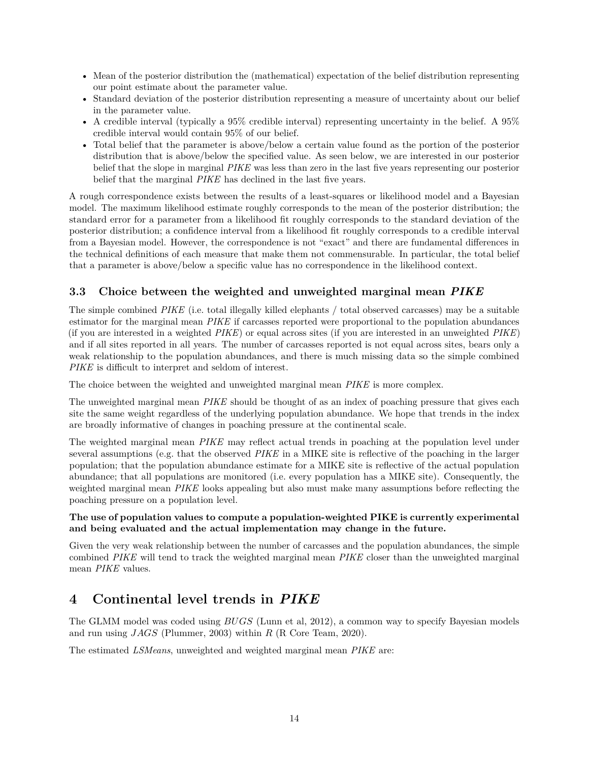- Mean of the posterior distribution the (mathematical) expectation of the belief distribution representing our point estimate about the parameter value.
- Standard deviation of the posterior distribution representing a measure of uncertainty about our belief in the parameter value.
- A credible interval (typically a 95% credible interval) representing uncertainty in the belief. A 95% credible interval would contain 95% of our belief.
- Total belief that the parameter is above/below a certain value found as the portion of the posterior distribution that is above/below the specified value. As seen below, we are interested in our posterior belief that the slope in marginal *PIKE* was less than zero in the last five years representing our posterior belief that the marginal *PIKE* has declined in the last five years.

A rough correspondence exists between the results of a least-squares or likelihood model and a Bayesian model. The maximum likelihood estimate roughly corresponds to the mean of the posterior distribution; the standard error for a parameter from a likelihood fit roughly corresponds to the standard deviation of the posterior distribution; a confidence interval from a likelihood fit roughly corresponds to a credible interval from a Bayesian model. However, the correspondence is not "exact" and there are fundamental differences in the technical definitions of each measure that make them not commensurable. In particular, the total belief that a parameter is above/below a specific value has no correspondence in the likelihood context.

### 3.3 Choice between the weighted and unweighted marginal mean *PIKE*

The simple combined *PIKE* (i.e. total illegally killed elephants / total observed carcasses) may be a suitable estimator for the marginal mean *PIKE* if carcasses reported were proportional to the population abundances (if you are interested in a weighted *PIKE*) or equal across sites (if you are interested in an unweighted *PIKE*) and if all sites reported in all years. The number of carcasses reported is not equal across sites, bears only a weak relationship to the population abundances, and there is much missing data so the simple combined *PIKE* is difficult to interpret and seldom of interest.

The choice between the weighted and unweighted marginal mean *PIKE* is more complex.

The unweighted marginal mean *PIKE* should be thought of as an index of poaching pressure that gives each site the same weight regardless of the underlying population abundance. We hope that trends in the index are broadly informative of changes in poaching pressure at the continental scale.

The weighted marginal mean *PIKE* may reflect actual trends in poaching at the population level under several assumptions (e.g. that the observed *PIKE* in a MIKE site is reflective of the poaching in the larger population; that the population abundance estimate for a MIKE site is reflective of the actual population abundance; that all populations are monitored (i.e. every population has a MIKE site). Consequently, the weighted marginal mean *PIKE* looks appealing but also must make many assumptions before reflecting the poaching pressure on a population level.

**The use of population values to compute a population-weighted PIKE is currently experimental and being evaluated and the actual implementation may change in the future.**

Given the very weak relationship between the number of carcasses and the population abundances, the simple combined *PIKE* will tend to track the weighted marginal mean *PIKE* closer than the unweighted marginal mean *PIKE* values.

## 4 Continental level trends in *PIKE*

The GLMM model was coded using *BUGS* (Lunn et al, 2012), a common way to specify Bayesian models and run using *JAGS* (Plummer, 2003) within *R* (R Core Team, 2020).

The estimated *LSMeans*, unweighted and weighted marginal mean *PIKE* are: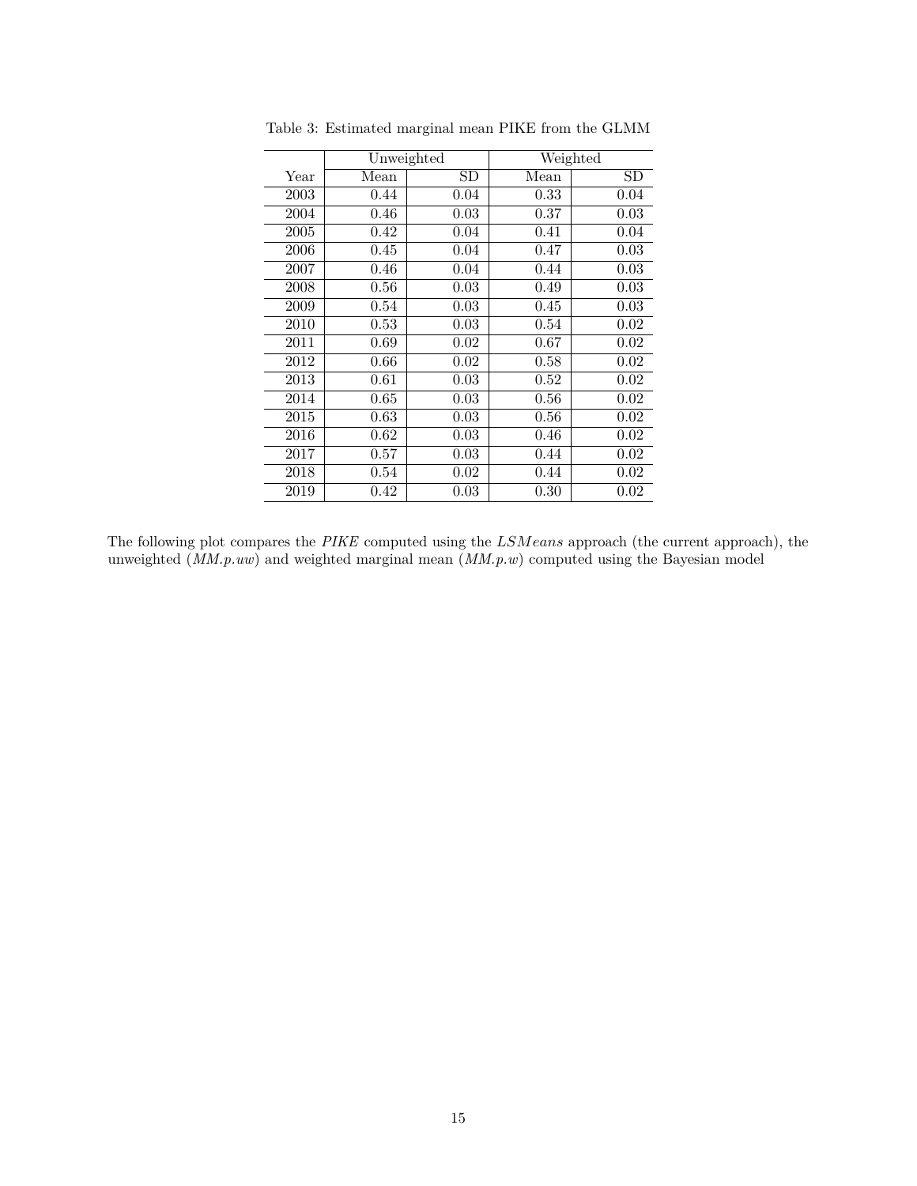Table 3: Estimated marginal mean PIKE from the GLMM

| | Unweighted | | Weighted | |
|---|---|---|---|---|
| Year | Mean | SD | Mean | SD |
| 2003 | 0.44 | 0.04 | 0.33 | 0.04 |
| 2004 | 0.46 | 0.03 | 0.37 | 0.03 |
| 2005 | 0.42 | 0.04 | 0.41 | 0.04 |
| 2006 | 0.45 | 0.04 | 0.47 | 0.03 |
| 2007 | 0.46 | 0.04 | 0.44 | 0.03 |
| 2008 | 0.56 | 0.03 | 0.49 | 0.03 |
| 2009 | 0.54 | 0.03 | 0.45 | 0.03 |
| 2010 | 0.53 | 0.03 | 0.54 | 0.02 |
| 2011 | 0.69 | 0.02 | 0.67 | 0.02 |
| 2012 | 0.66 | 0.02 | 0.58 | 0.02 |
| 2013 | 0.61 | 0.03 | 0.52 | 0.02 |
| 2014 | 0.65 | 0.03 | 0.56 | 0.02 |
| 2015 | 0.63 | 0.03 | 0.56 | 0.02 |
| 2016 | 0.62 | 0.03 | 0.46 | 0.02 |
| 2017 | 0.57 | 0.03 | 0.44 | 0.02 |
| 2018 | 0.54 | 0.02 | 0.44 | 0.02 |
| 2019 | 0.42 | 0.03 | 0.30 | 0.02 |

The following plot compares the *PIKE* computed using the *LSMeans* approach (the current approach), the unweighted (*MM.p.uw*) and weighted marginal mean (*MM.p.w*) computed using the Bayesian model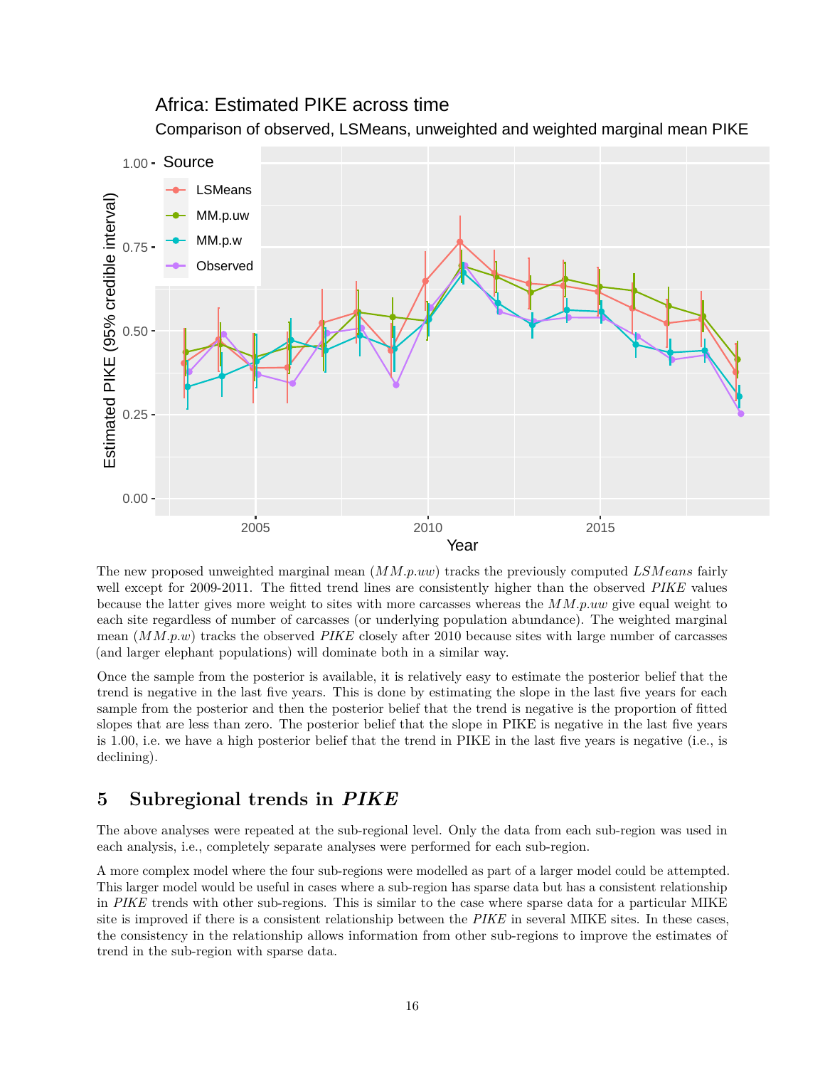The new proposed unweighted marginal mean ($MM.p.uw$) tracks the previously computed $LSMeans$ fairly well except for 2009-2011. The fitted trend lines are consistently higher than the observed $PIKE$ values because the latter gives more weight to sites with more carcasses whereas the $MM.p.uw$ give equal weight to each site regardless of number of carcasses (or underlying population abundance). The weighted marginal mean ($MM.p.w$) tracks the observed $PIKE$ closely after 2010 because sites with large number of carcasses (and larger elephant populations) will dominate both in a similar way.

Once the sample from the posterior is available, it is relatively easy to estimate the posterior belief that the trend is negative in the last five years. This is done by estimating the slope in the last five years for each sample from the posterior and then the posterior belief that the trend is negative is the proportion of fitted slopes that are less than zero. The posterior belief that the slope in PIKE is negative in the last five years is 1.00, i.e. we have a high posterior belief that the trend in PIKE in the last five years is negative (i.e., is declining).

## 5 Subregional trends in *PIKE*

The above analyses were repeated at the sub-regional level. Only the data from each sub-region was used in each analysis, i.e., completely separate analyses were performed for each sub-region.

A more complex model where the four sub-regions were modelled as part of a larger model could be attempted. This larger model would be useful in cases where a sub-region has sparse data but has a consistent relationship in $PIKE$ trends with other sub-regions. This is similar to the case where sparse data for a particular MIKE site is improved if there is a consistent relationship between the $PIKE$ in several MIKE sites. In these cases, the consistency in the relationship allows information from other sub-regions to improve the estimates of trend in the sub-region with sparse data.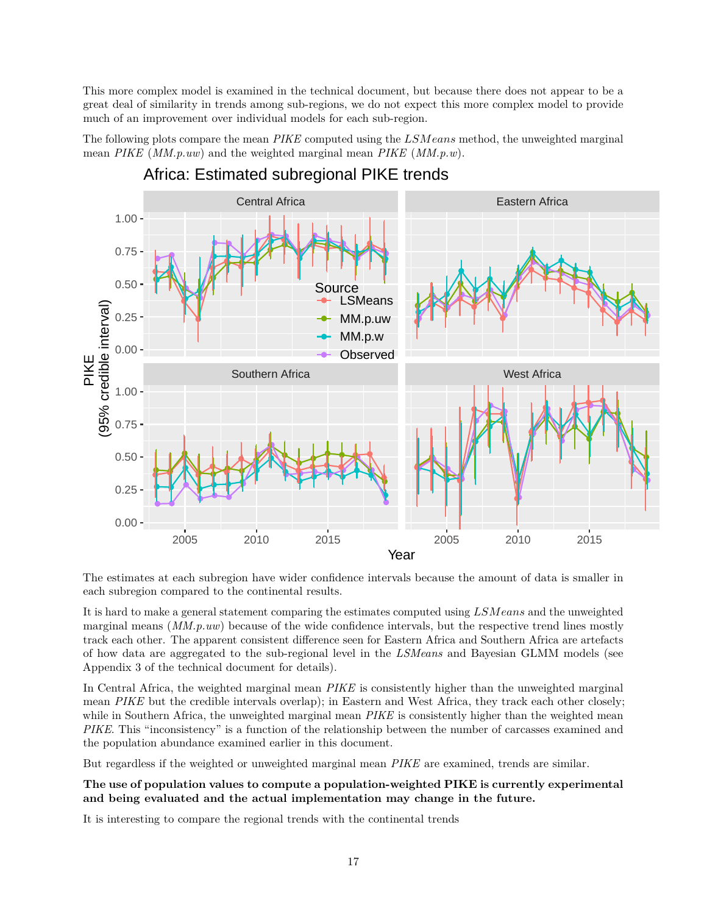This more complex model is examined in the technical document, but because there does not appear to be a great deal of similarity in trends among sub-regions, we do not expect this more complex model to provide much of an improvement over individual models for each sub-region.

The following plots compare the mean *PIKE* computed using the *LSMeans* method, the unweighted marginal mean *PIKE* (*MM.p.uw*) and the weighted marginal mean *PIKE* (*MM.p.w*).

The estimates at each subregion have wider confidence intervals because the amount of data is smaller in each subregion compared to the continental results.

It is hard to make a general statement comparing the estimates computed using *LSMeans* and the unweighted marginal means (*MM.p.uw*) because of the wide confidence intervals, but the respective trend lines mostly track each other. The apparent consistent difference seen for Eastern Africa and Southern Africa are artefacts of how data are aggregated to the sub-regional level in the *LSMeans* and Bayesian GLMM models (see Appendix 3 of the technical document for details).

In Central Africa, the weighted marginal mean *PIKE* is consistently higher than the unweighted marginal mean *PIKE* but the credible intervals overlap); in Eastern and West Africa, they track each other closely; while in Southern Africa, the unweighted marginal mean *PIKE* is consistently higher than the weighted mean *PIKE*. This "inconsistency" is a function of the relationship between the number of carcasses examined and the population abundance examined earlier in this document.

But regardless if the weighted or unweighted marginal mean *PIKE* are examined, trends are similar.

**The use of population values to compute a population-weighted PIKE is currently experimental and being evaluated and the actual implementation may change in the future.**

It is interesting to compare the regional trends with the continental trends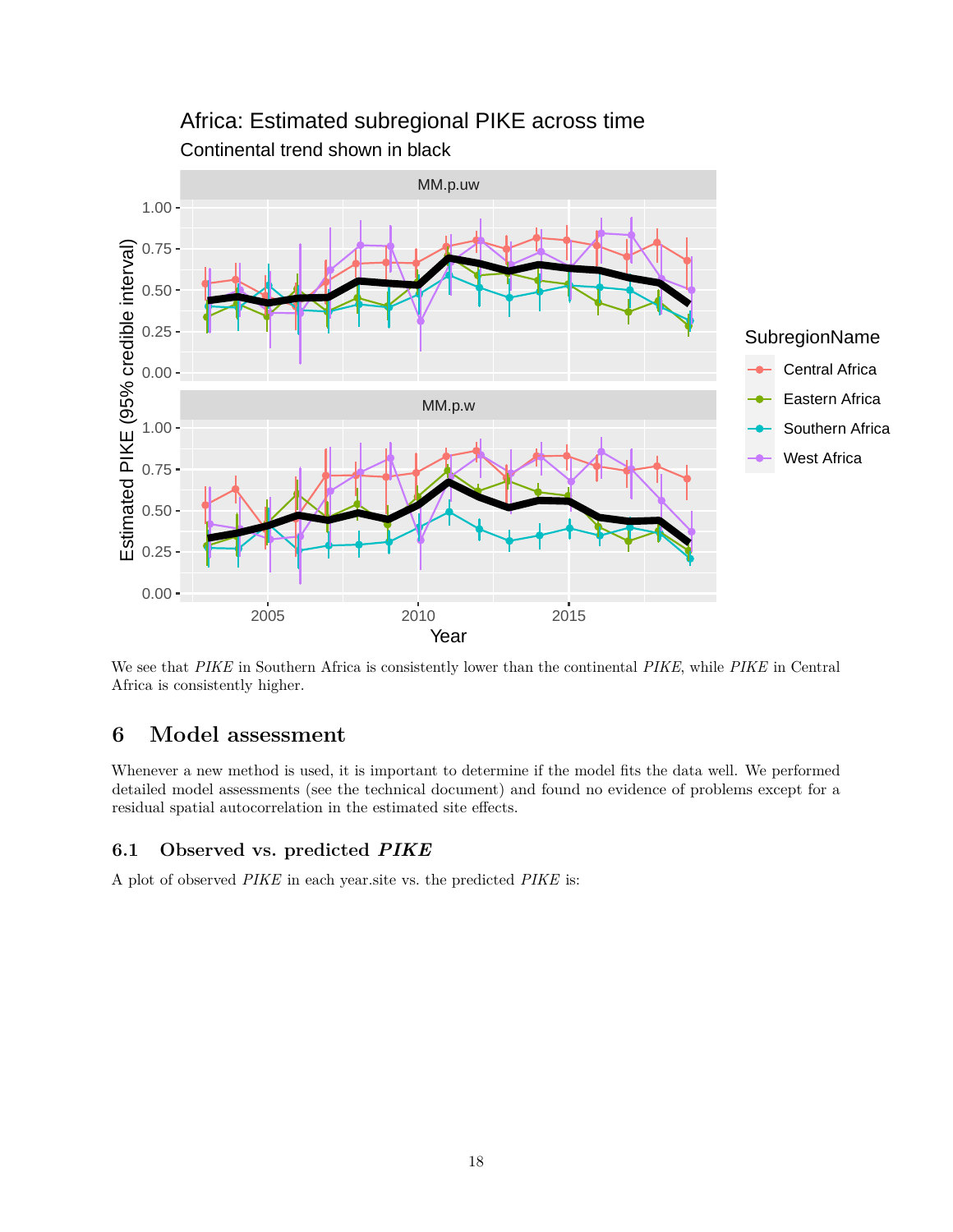We see that *PIKE* in Southern Africa is consistently lower than the continental *PIKE*, while *PIKE* in Central Africa is consistently higher.

# 6 Model assessment

Whenever a new method is used, it is important to determine if the model fits the data well. We performed detailed model assessments (see the technical document) and found no evidence of problems except for a residual spatial autocorrelation in the estimated site effects.

## 6.1 Observed vs. predicted *PIKE*

A plot of observed *PIKE* in each year.site vs. the predicted *PIKE* is: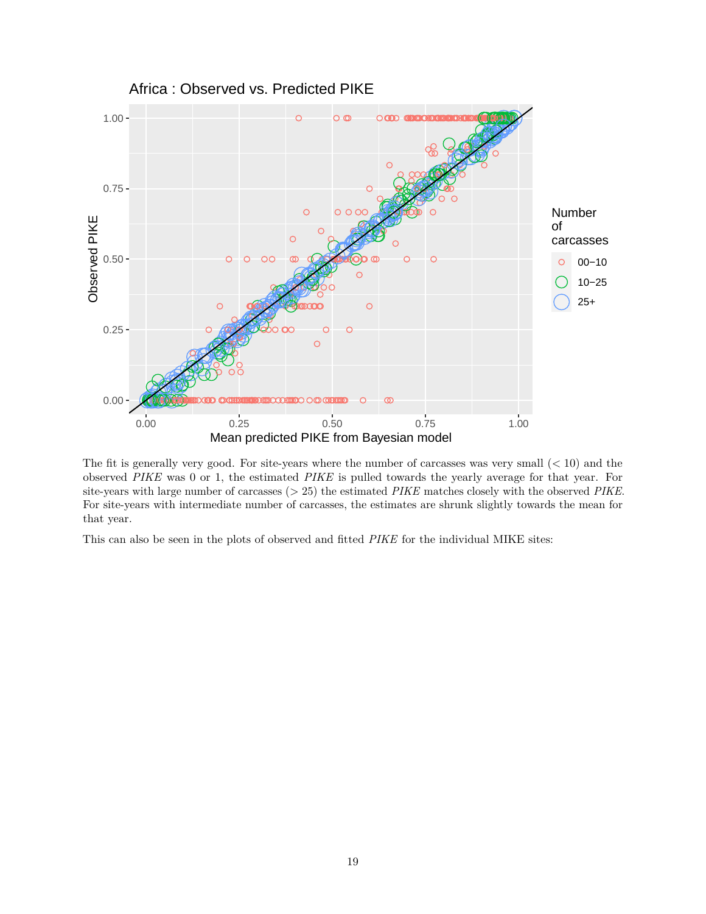The fit is generally very good. For site-years where the number of carcasses was very small ($< 10$) and the observed *PIKE* was 0 or 1, the estimated *PIKE* is pulled towards the yearly average for that year. For site-years with large number of carcasses ($> 25$) the estimated *PIKE* matches closely with the observed *PIKE*. For site-years with intermediate number of carcasses, the estimates are shrunk slightly towards the mean for that year.

This can also be seen in the plots of observed and fitted *PIKE* for the individual MIKE sites: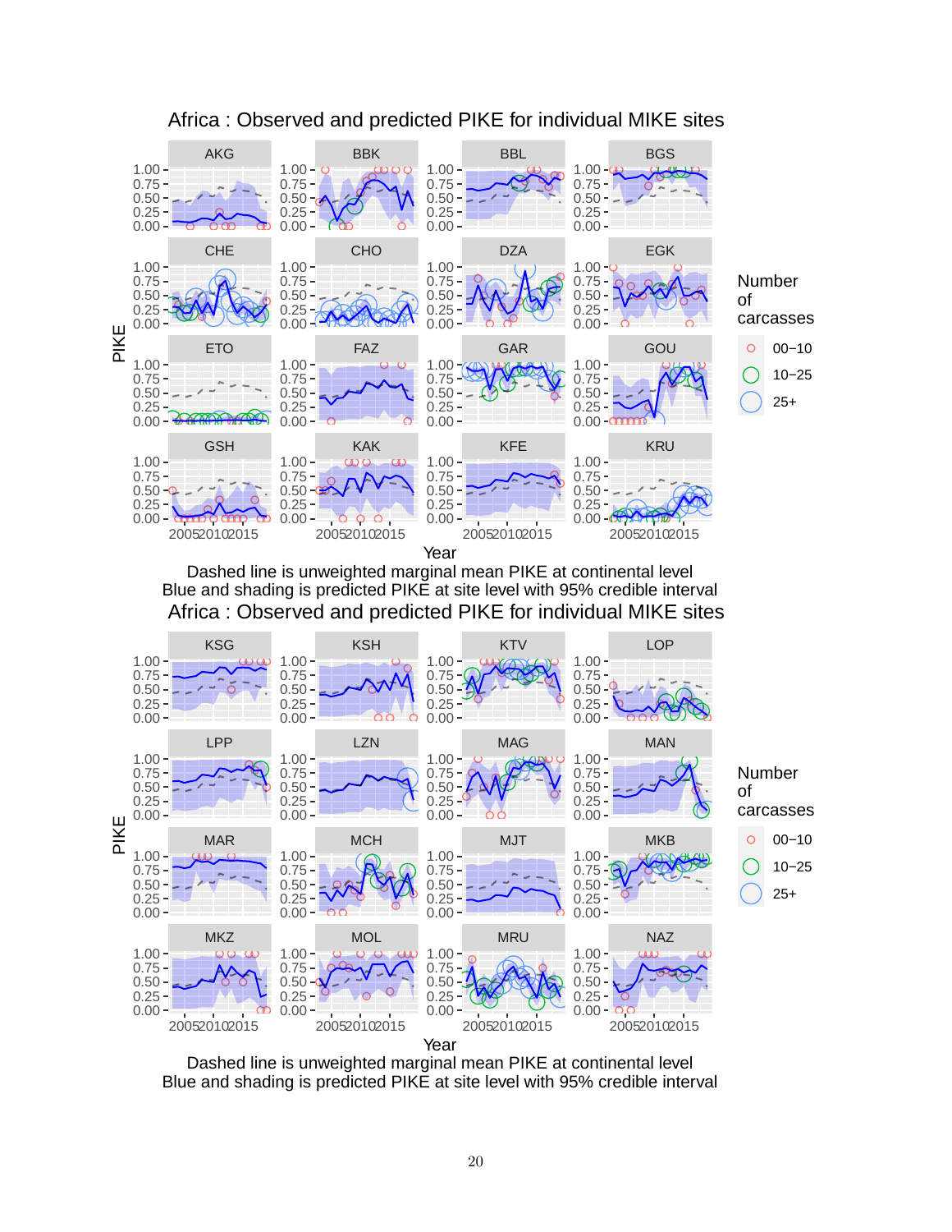## Africa : Observed and predicted PIKE for individual MIKE sites

Dashed line is unweighted marginal mean PIKE at continental level
Blue and shading is predicted PIKE at site level with 95% credible interval

## Africa : Observed and predicted PIKE for individual MIKE sites

Dashed line is unweighted marginal mean PIKE at continental level
Blue and shading is predicted PIKE at site level with 95% credible interval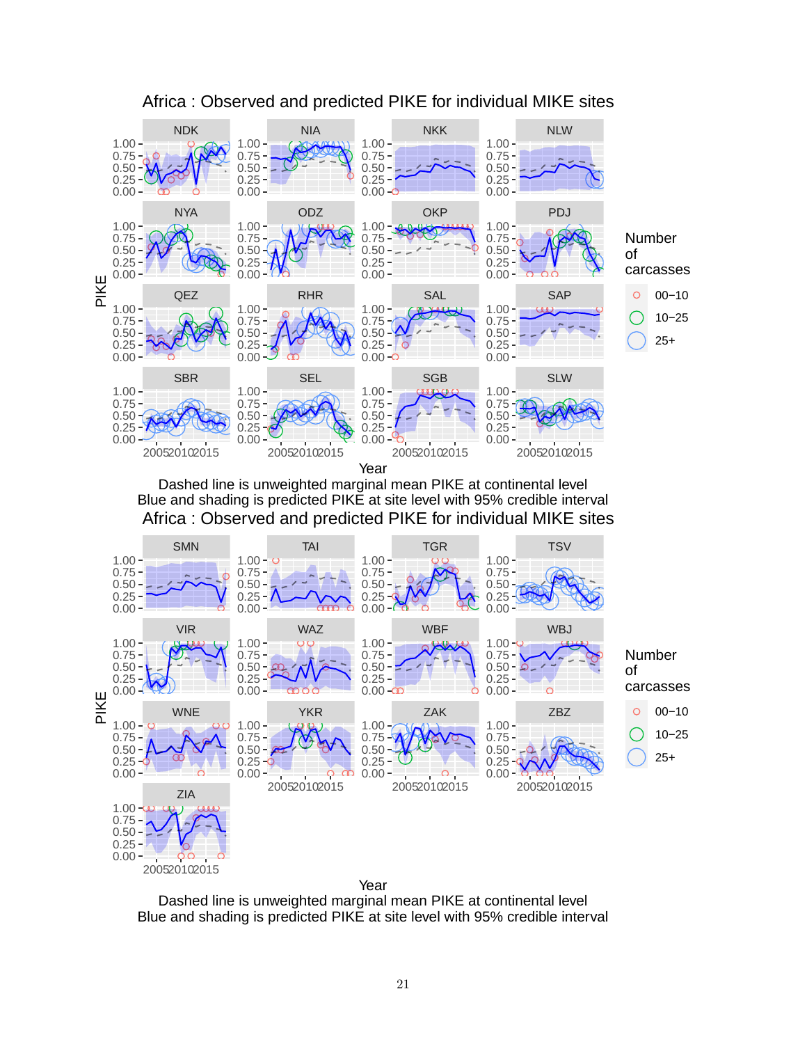## Africa : Observed and predicted PIKE for individual MIKE sites

Dashed line is unweighted marginal mean PIKE at continental level
Blue and shading is predicted PIKE at site level with 95% credible interval

## Africa : Observed and predicted PIKE for individual MIKE sites

Dashed line is unweighted marginal mean PIKE at continental level
Blue and shading is predicted PIKE at site level with 95% credible interval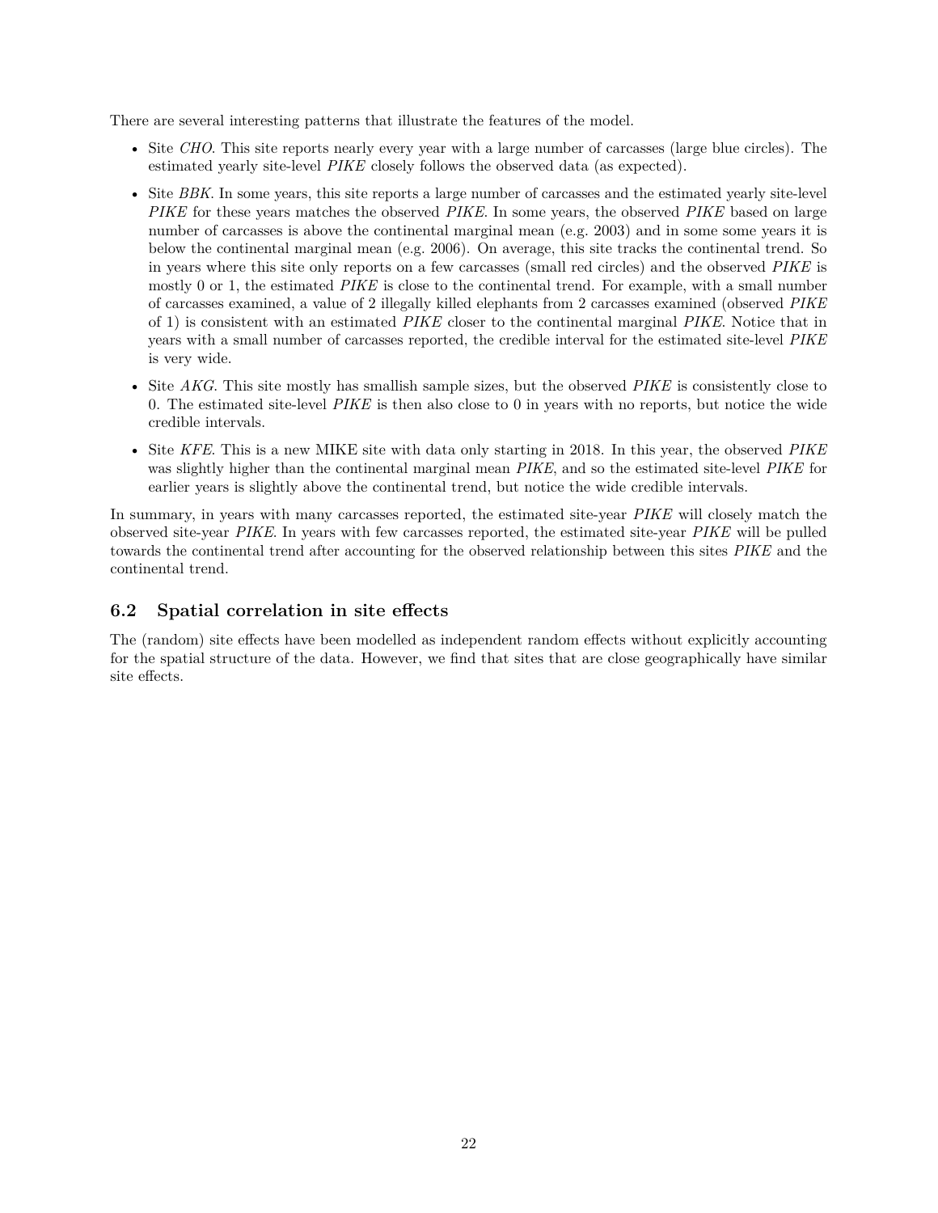There are several interesting patterns that illustrate the features of the model.

- Site *CHO*. This site reports nearly every year with a large number of carcasses (large blue circles). The estimated yearly site-level *PIKE* closely follows the observed data (as expected).
- Site *BBK*. In some years, this site reports a large number of carcasses and the estimated yearly site-level *PIKE* for these years matches the observed *PIKE*. In some years, the observed *PIKE* based on large number of carcasses is above the continental marginal mean (e.g. 2003) and in some some years it is below the continental marginal mean (e.g. 2006). On average, this site tracks the continental trend. So in years where this site only reports on a few carcasses (small red circles) and the observed *PIKE* is mostly 0 or 1, the estimated *PIKE* is close to the continental trend. For example, with a small number of carcasses examined, a value of 2 illegally killed elephants from 2 carcasses examined (observed *PIKE* of 1) is consistent with an estimated *PIKE* closer to the continental marginal *PIKE*. Notice that in years with a small number of carcasses reported, the credible interval for the estimated site-level *PIKE* is very wide.
- Site *AKG*. This site mostly has smallish sample sizes, but the observed *PIKE* is consistently close to 0. The estimated site-level *PIKE* is then also close to 0 in years with no reports, but notice the wide credible intervals.
- Site *KFE*. This is a new MIKE site with data only starting in 2018. In this year, the observed *PIKE* was slightly higher than the continental marginal mean *PIKE*, and so the estimated site-level *PIKE* for earlier years is slightly above the continental trend, but notice the wide credible intervals.

In summary, in years with many carcasses reported, the estimated site-year *PIKE* will closely match the observed site-year *PIKE*. In years with few carcasses reported, the estimated site-year *PIKE* will be pulled towards the continental trend after accounting for the observed relationship between this sites *PIKE* and the continental trend.

## 6.2 Spatial correlation in site effects

The (random) site effects have been modelled as independent random effects without explicitly accounting for the spatial structure of the data. However, we find that sites that are close geographically have similar site effects.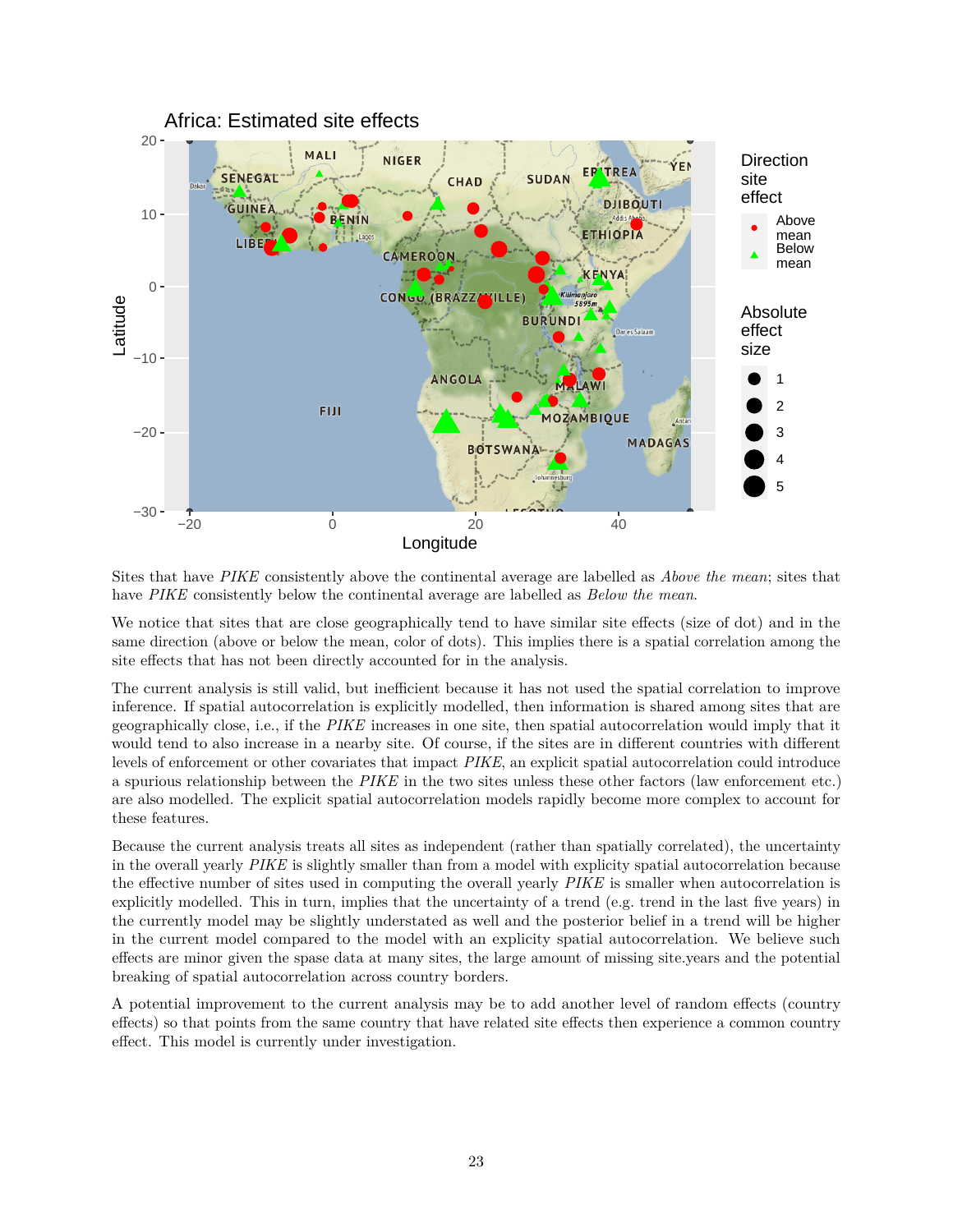Sites that have *PIKE* consistently above the continental average are labelled as *Above the mean*; sites that have *PIKE* consistently below the continental average are labelled as *Below the mean*.

We notice that sites that are close geographically tend to have similar site effects (size of dot) and in the same direction (above or below the mean, color of dots). This implies there is a spatial correlation among the site effects that has not been directly accounted for in the analysis.

The current analysis is still valid, but inefficient because it has not used the spatial correlation to improve inference. If spatial autocorrelation is explicitly modelled, then information is shared among sites that are geographically close, i.e., if the *PIKE* increases in one site, then spatial autocorrelation would imply that it would tend to also increase in a nearby site. Of course, if the sites are in different countries with different levels of enforcement or other covariates that impact *PIKE*, an explicit spatial autocorrelation could introduce a spurious relationship between the *PIKE* in the two sites unless these other factors (law enforcement etc.) are also modelled. The explicit spatial autocorrelation models rapidly become more complex to account for these features.

Because the current analysis treats all sites as independent (rather than spatially correlated), the uncertainty in the overall yearly *PIKE* is slightly smaller than from a model with explicity spatial autocorrelation because the effective number of sites used in computing the overall yearly *PIKE* is smaller when autocorrelation is explicitly modelled. This in turn, implies that the uncertainty of a trend (e.g. trend in the last five years) in the currently model may be slightly understated as well and the posterior belief in a trend will be higher in the current model compared to the model with an explicity spatial autocorrelation. We believe such effects are minor given the spase data at many sites, the large amount of missing site.years and the potential breaking of spatial autocorrelation across country borders.

A potential improvement to the current analysis may be to add another level of random effects (country effects) so that points from the same country that have related site effects then experience a common country effect. This model is currently under investigation.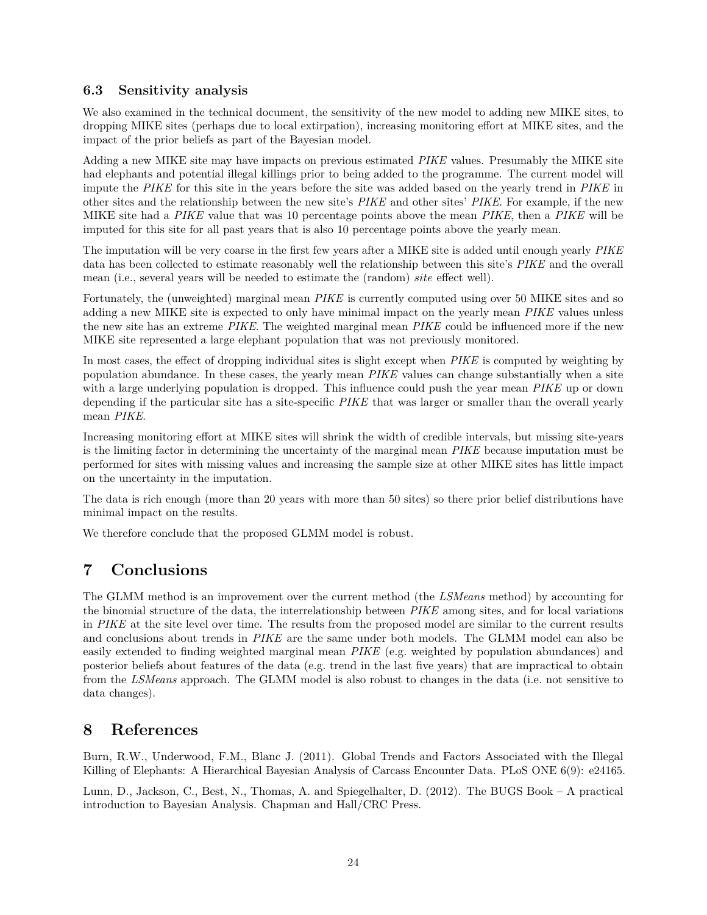### 6.3 Sensitivity analysis

We also examined in the technical document, the sensitivity of the new model to adding new MIKE sites, to dropping MIKE sites (perhaps due to local extirpation), increasing monitoring effort at MIKE sites, and the impact of the prior beliefs as part of the Bayesian model.

Adding a new MIKE site may have impacts on previous estimated *PIKE* values. Presumably the MIKE site had elephants and potential illegal killings prior to being added to the programme. The current model will impute the *PIKE* for this site in the years before the site was added based on the yearly trend in *PIKE* in other sites and the relationship between the new site's *PIKE* and other sites' *PIKE*. For example, if the new MIKE site had a *PIKE* value that was 10 percentage points above the mean *PIKE*, then a *PIKE* will be imputed for this site for all past years that is also 10 percentage points above the yearly mean.

The imputation will be very coarse in the first few years after a MIKE site is added until enough yearly *PIKE* data has been collected to estimate reasonably well the relationship between this site's *PIKE* and the overall mean (i.e., several years will be needed to estimate the (random) *site* effect well).

Fortunately, the (unweighted) marginal mean *PIKE* is currently computed using over 50 MIKE sites and so adding a new MIKE site is expected to only have minimal impact on the yearly mean *PIKE* values unless the new site has an extreme *PIKE*. The weighted marginal mean *PIKE* could be influenced more if the new MIKE site represented a large elephant population that was not previously monitored.

In most cases, the effect of dropping individual sites is slight except when *PIKE* is computed by weighting by population abundance. In these cases, the yearly mean *PIKE* values can change substantially when a site with a large underlying population is dropped. This influence could push the year mean *PIKE* up or down depending if the particular site has a site-specific *PIKE* that was larger or smaller than the overall yearly mean *PIKE*.

Increasing monitoring effort at MIKE sites will shrink the width of credible intervals, but missing site-years is the limiting factor in determining the uncertainty of the marginal mean *PIKE* because imputation must be performed for sites with missing values and increasing the sample size at other MIKE sites has little impact on the uncertainty in the imputation.

The data is rich enough (more than 20 years with more than 50 sites) so there prior belief distributions have minimal impact on the results.

We therefore conclude that the proposed GLMM model is robust.

# 7 Conclusions

The GLMM method is an improvement over the current method (the *LSMeans* method) by accounting for the binomial structure of the data, the interrelationship between *PIKE* among sites, and for local variations in *PIKE* at the site level over time. The results from the proposed model are similar to the current results and conclusions about trends in *PIKE* are the same under both models. The GLMM model can also be easily extended to finding weighted marginal mean *PIKE* (e.g. weighted by population abundances) and posterior beliefs about features of the data (e.g. trend in the last five years) that are impractical to obtain from the *LSMeans* approach. The GLMM model is also robust to changes in the data (i.e. not sensitive to data changes).

# 8 References

Burn, R.W., Underwood, F.M., Blanc J. (2011). Global Trends and Factors Associated with the Illegal Killing of Elephants: A Hierarchical Bayesian Analysis of Carcass Encounter Data. PLoS ONE 6(9): e24165.

Lunn, D., Jackson, C., Best, N., Thomas, A. and Spiegelhalter, D. (2012). The BUGS Book – A practical introduction to Bayesian Analysis. Chapman and Hall/CRC Press.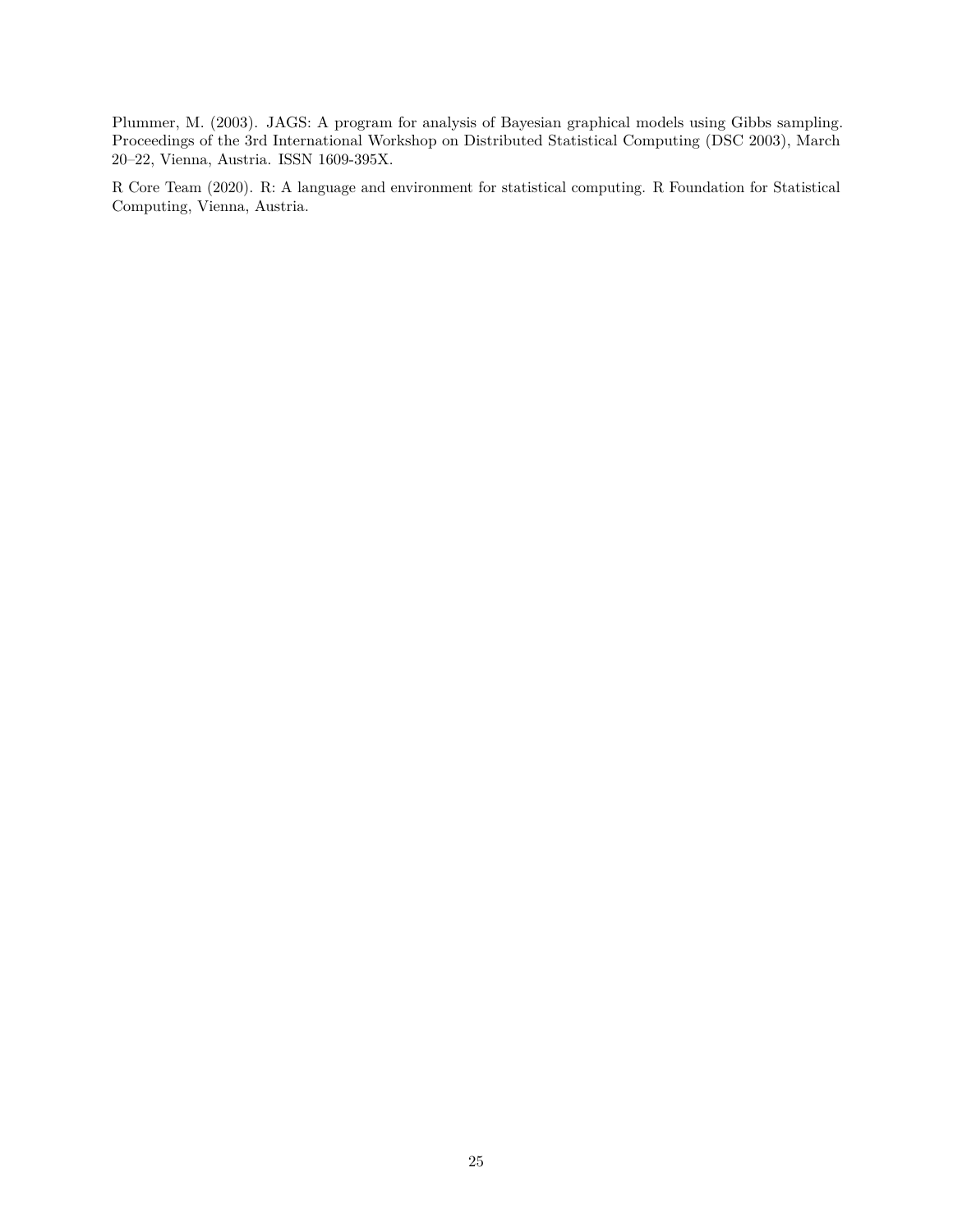Plummer, M. (2003). JAGS: A program for analysis of Bayesian graphical models using Gibbs sampling. Proceedings of the 3rd International Workshop on Distributed Statistical Computing (DSC 2003), March 20–22, Vienna, Austria. ISSN 1609-395X.

R Core Team (2020). R: A language and environment for statistical computing. R Foundation for Statistical Computing, Vienna, Austria.